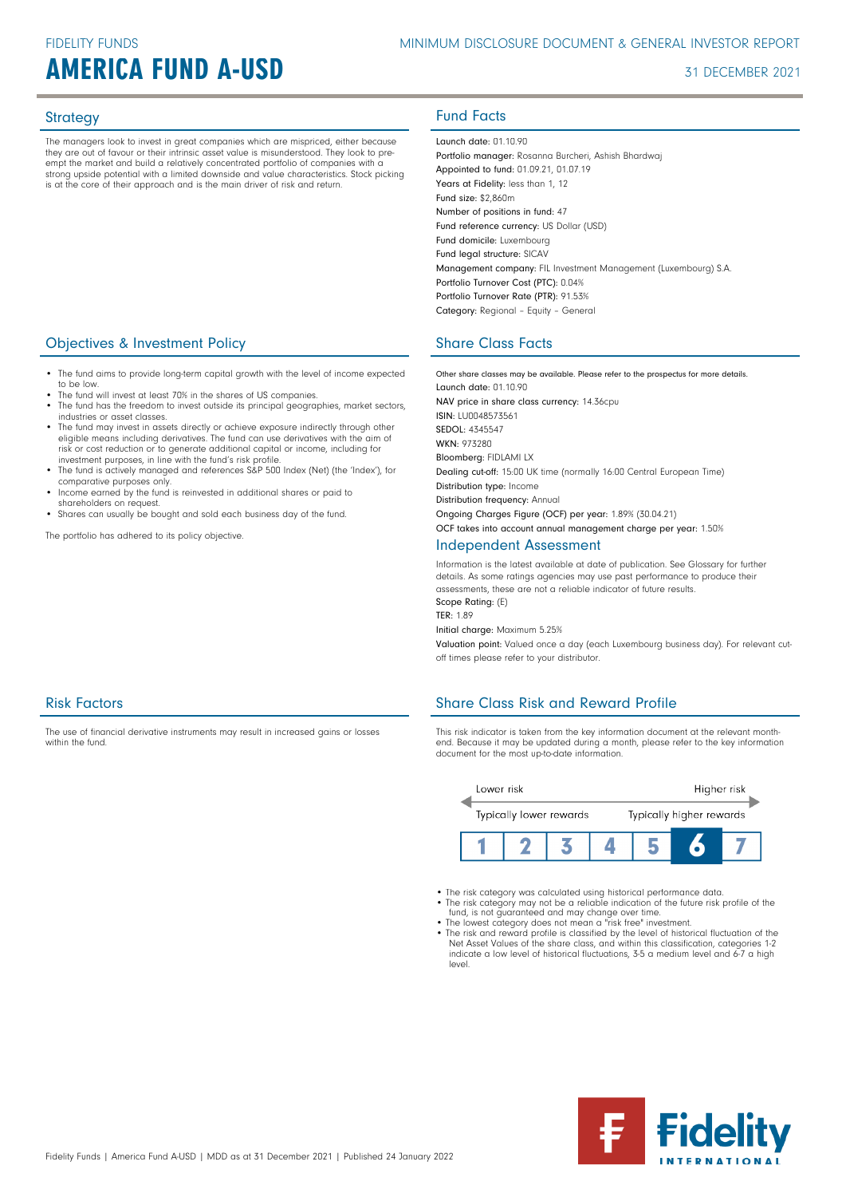FIDELITY FUNDS

# AMERICA FUND A-USD

MINIMUM DISCLOSURE DOCUMENT & GENERAL INVESTOR REPORT

31 DECEMBER 2021

## Strategy

The managers look to invest in great companies which are mispriced, either because they are out of favour or their intrinsic asset value is misunderstood. They look to pre-empt the market and build a relatively concentrated portfolio of companies with a strong upside potential with a limited downside and value characteristics. Stock picking is at the core of their approach and is the main driver of risk and return.

## Objectives & Investment Policy

- The fund aims to provide long-term capital growth with the level of income expected to be low.
- The fund will invest at least 70% in the shares of US companies.
- The fund has the freedom to invest outside its principal geographies, market sectors, industries or asset classes.
- The fund may invest in assets directly or achieve exposure indirectly through other eligible means including derivatives. The fund can use derivatives with the aim of risk or cost reduction or to generate additional capital or income, including for investment purposes, in line with the fund's risk profile.
- The fund is actively managed and references S&P 500 Index (Net) (the 'Index'), for comparative purposes only.
- Income earned by the fund is reinvested in additional shares or paid to shareholders on request.
- Shares can usually be bought and sold each business day of the fund.

The portfolio has adhered to its policy objective.

## Risk Factors

The use of financial derivative instruments may result in increased gains or losses within the fund.

## Fund Facts

**Launch date:** 01.10.90
**Portfolio manager:** Rosanna Burcheri, Ashish Bhardwaj
**Appointed to fund:** 01.09.21, 01.07.19
**Years at Fidelity:** less than 1, 12
**Fund size:** $2,860m
**Number of positions in fund:** 47
**Fund reference currency:** US Dollar (USD)
**Fund domicile:** Luxembourg
**Fund legal structure:** SICAV
**Management company:** FIL Investment Management (Luxembourg) S.A.
**Portfolio Turnover Cost (PTC):** 0.04%
**Portfolio Turnover Rate (PTR):** 91.53%
**Category:** Regional - Equity - General

## Share Class Facts

Other share classes may be available. Please refer to the prospectus for more details.
**Launch date:** 01.10.90
**NAV price in share class currency:** 14.36cpu
**ISIN:** LU0048573561
**SEDOL:** 4345547
**WKN:** 973280
**Bloomberg:** FIDLAMI LX
**Dealing cut-off:** 15:00 UK time (normally 16:00 Central European Time)
**Distribution type:** Income
**Distribution frequency:** Annual
**Ongoing Charges Figure (OCF) per year:** 1.89% (30.04.21)
**OCF takes into account annual management charge per year:** 1.50%

## Independent Assessment

Information is the latest available at date of publication. See Glossary for further details. As some ratings agencies may use past performance to produce their assessments, these are not a reliable indicator of future results.
**Scope Rating:** (E)
**TER:** 1.89
**Initial charge:** Maximum 5.25%
**Valuation point:** Valued once a day (each Luxembourg business day). For relevant cut-off times please refer to your distributor.

## Share Class Risk and Reward Profile

This risk indicator is taken from the key information document at the relevant month-end. Because it may be updated during a month, please refer to the key information document for the most up-to-date information.

Lower risk — Higher risk
Typically lower rewards — Typically higher rewards

| 1 | 2 | 3 | 4 | 5 | **6** | 7 |
|---|---|---|---|---|---|---|

- The risk category was calculated using historical performance data.
- The risk category may not be a reliable indication of the future risk profile of the fund, is not guaranteed and may change over time.
- The lowest category does not mean a "risk free" investment.
- The risk and reward profile is classified by the level of historical fluctuation of the Net Asset Values of the share class, and within this classification, categories 1-2 indicate a low level of historical fluctuations, 3-5 a medium level and 6-7 a high level.

Fidelity Funds | America Fund A-USD | MDD as at 31 December 2021 | Published 24 January 2022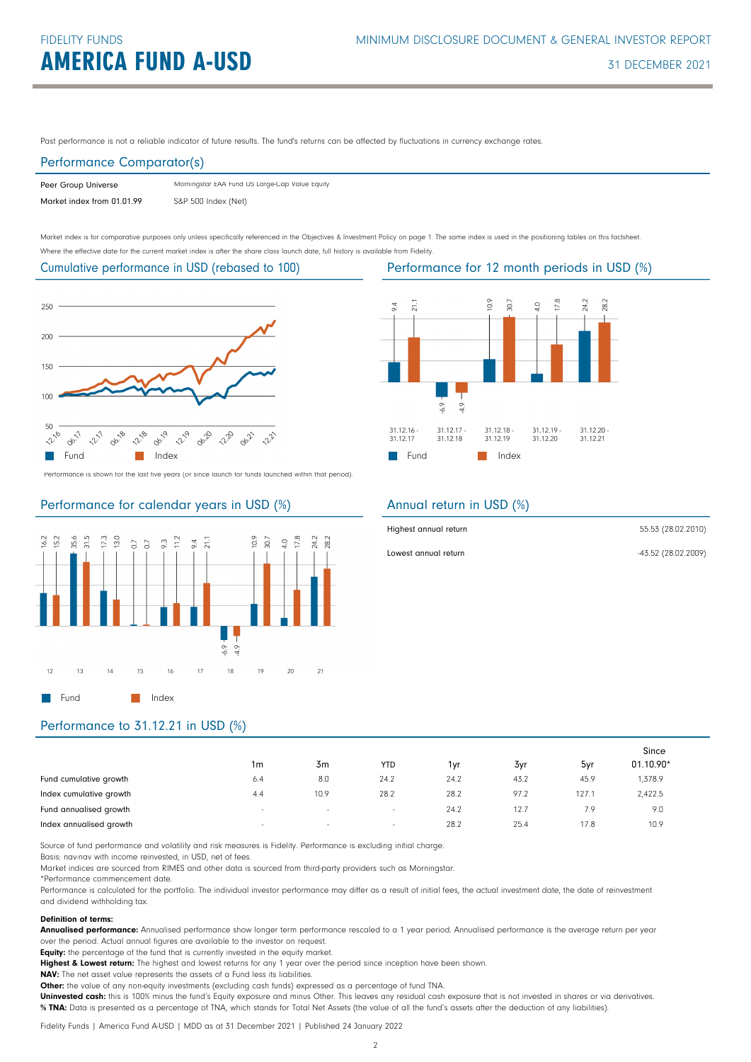# FIDELITY FUNDS
# AMERICA FUND A-USD

MINIMUM DISCLOSURE DOCUMENT & GENERAL INVESTOR REPORT

31 DECEMBER 2021

Past performance is not a reliable indicator of future results. The fund's returns can be affected by fluctuations in currency exchange rates.

## Performance Comparator(s)

| | |
|---|---|
| Peer Group Universe | Morningstar EAA Fund US Large-Cap Value Equity |
| Market index from 01.01.99 | S&P 500 Index (Net) |

Market index is for comparative purposes only unless specifically referenced in the Objectives & Investment Policy on page 1. The same index is used in the positioning tables on this factsheet.

Where the effective date for the current market index is after the share class launch date, full history is available from Fidelity.

## Cumulative performance in USD (rebased to 100)

Fund | Index

Performance is shown for the last five years (or since launch for funds launched within that period).

## Performance for 12 month periods in USD (%)

| | 31.12.16 - 31.12.17 | 31.12.17 - 31.12.18 | 31.12.18 - 31.12.19 | 31.12.19 - 31.12.20 | 31.12.20 - 31.12.21 |
|---|---|---|---|---|---|
| Fund | 9.4 | -6.9 | 10.9 | 4.0 | 24.2 |
| Index | 21.1 | -4.9 | 30.7 | 17.8 | 28.2 |

## Performance for calendar years in USD (%)

| | 12 | 13 | 14 | 15 | 16 | 17 | 18 | 19 | 20 | 21 |
|---|---|---|---|---|---|---|---|---|---|---|
| Fund | 16.2 | 35.6 | 17.3 | 0.7 | 9.3 | 9.4 | -6.9 | 10.9 | 4.0 | 24.2 |
| Index | 15.2 | 31.5 | 13.0 | 0.7 | 11.2 | 21.1 | -4.9 | 30.7 | 17.8 | 28.2 |

## Annual return in USD (%)

| | |
|---|---|
| Highest annual return | 55.53 (28.02.2010) |
| Lowest annual return | -43.52 (28.02.2009) |

## Performance to 31.12.21 in USD (%)

| | 1m | 3m | YTD | 1yr | 3yr | 5yr | Since 01.10.90* |
|---|---|---|---|---|---|---|---|
| Fund cumulative growth | 6.4 | 8.0 | 24.2 | 24.2 | 43.2 | 45.9 | 1,378.9 |
| Index cumulative growth | 4.4 | 10.9 | 28.2 | 28.2 | 97.2 | 127.1 | 2,422.5 |
| Fund annualised growth | - | - | - | 24.2 | 12.7 | 7.9 | 9.0 |
| Index annualised growth | - | - | - | 28.2 | 25.4 | 17.8 | 10.9 |

Source of fund performance and volatility and risk measures is Fidelity. Performance is excluding initial charge.

Basis: nav-nav with income reinvested, in USD, net of fees.

Market indices are sourced from RIMES and other data is sourced from third-party providers such as Morningstar.

*Performance commencement date.

Performance is calculated for the portfolio. The individual investor performance may differ as a result of initial fees, the actual investment date, the date of reinvestment and dividend withholding tax.

**Definition of terms:**

**Annualised performance:** Annualised performance show longer term performance rescaled to a 1 year period. Annualised performance is the average return per year over the period. Actual annual figures are available to the investor on request.

**Equity:** the percentage of the fund that is currently invested in the equity market.

**Highest & Lowest return:** The highest and lowest returns for any 1 year over the period since inception have been shown.

**NAV:** The net asset value represents the assets of a Fund less its liabilities.

**Other:** the value of any non-equity investments (excluding cash funds) expressed as a percentage of fund TNA.

**Uninvested cash:** this is 100% minus the fund's Equity exposure and minus Other. This leaves any residual cash exposure that is not invested in shares or via derivatives.

**% TNA:** Data is presented as a percentage of TNA, which stands for Total Net Assets (the value of all the fund's assets after the deduction of any liabilities).

Fidelity Funds | America Fund A-USD | MDD as at 31 December 2021 | Published 24 January 2022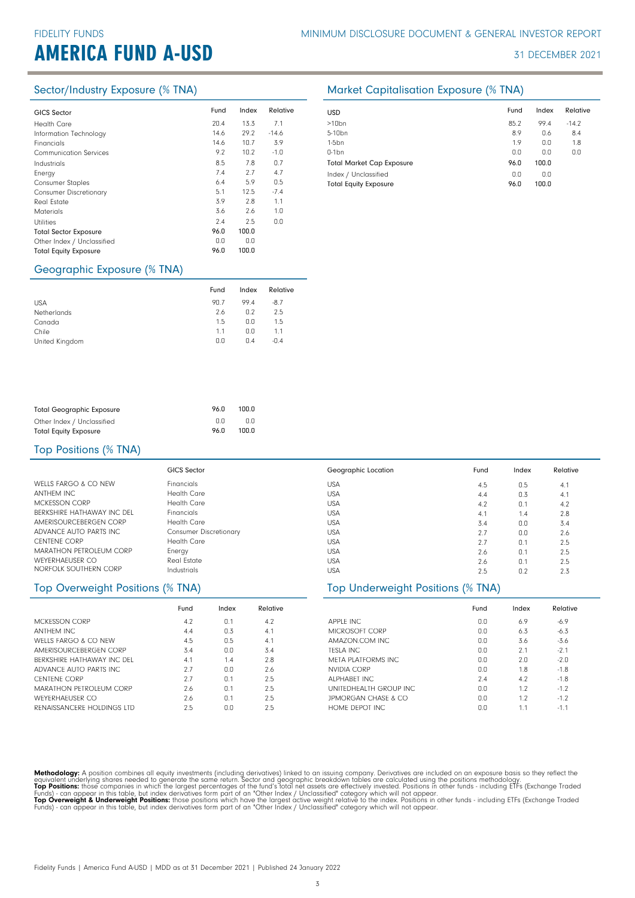# FIDELITY FUNDS

# AMERICA FUND A-USD

MINIMUM DISCLOSURE DOCUMENT & GENERAL INVESTOR REPORT

31 DECEMBER 2021

## Sector/Industry Exposure (% TNA)

| GICS Sector | Fund | Index | Relative |
|---|---|---|---|
| Health Care | 20.4 | 13.3 | 7.1 |
| Information Technology | 14.6 | 29.2 | -14.6 |
| Financials | 14.6 | 10.7 | 3.9 |
| Communication Services | 9.2 | 10.2 | -1.0 |
| Industrials | 8.5 | 7.8 | 0.7 |
| Energy | 7.4 | 2.7 | 4.7 |
| Consumer Staples | 6.4 | 5.9 | 0.5 |
| Consumer Discretionary | 5.1 | 12.5 | -7.4 |
| Real Estate | 3.9 | 2.8 | 1.1 |
| Materials | 3.6 | 2.6 | 1.0 |
| Utilities | 2.4 | 2.5 | 0.0 |
| Total Sector Exposure | 96.0 | 100.0 | |
| Other Index / Unclassified | 0.0 | 0.0 | |
| Total Equity Exposure | 96.0 | 100.0 | |

## Market Capitalisation Exposure (% TNA)

| USD | Fund | Index | Relative |
|---|---|---|---|
| >10bn | 85.2 | 99.4 | -14.2 |
| 5-10bn | 8.9 | 0.6 | 8.4 |
| 1-5bn | 1.9 | 0.0 | 1.8 |
| 0-1bn | 0.0 | 0.0 | 0.0 |
| Total Market Cap Exposure | 96.0 | 100.0 | |
| Index / Unclassified | 0.0 | 0.0 | |
| Total Equity Exposure | 96.0 | 100.0 | |

## Geographic Exposure (% TNA)

| | Fund | Index | Relative |
|---|---|---|---|
| USA | 90.7 | 99.4 | -8.7 |
| Netherlands | 2.6 | 0.2 | 2.5 |
| Canada | 1.5 | 0.0 | 1.5 |
| Chile | 1.1 | 0.0 | 1.1 |
| United Kingdom | 0.0 | 0.4 | -0.4 |
| Total Geographic Exposure | 96.0 | 100.0 | |
| Other Index / Unclassified | 0.0 | 0.0 | |
| Total Equity Exposure | 96.0 | 100.0 | |

## Top Positions (% TNA)

| | GICS Sector | Geographic Location | Fund | Index | Relative |
|---|---|---|---|---|---|
| WELLS FARGO & CO NEW | Financials | USA | 4.5 | 0.5 | 4.1 |
| ANTHEM INC | Health Care | USA | 4.4 | 0.3 | 4.1 |
| MCKESSON CORP | Health Care | USA | 4.2 | 0.1 | 4.2 |
| BERKSHIRE HATHAWAY INC DEL | Financials | USA | 4.1 | 1.4 | 2.8 |
| AMERISOURCEBERGEN CORP | Health Care | USA | 3.4 | 0.0 | 3.4 |
| ADVANCE AUTO PARTS INC | Consumer Discretionary | USA | 2.7 | 0.0 | 2.6 |
| CENTENE CORP | Health Care | USA | 2.7 | 0.1 | 2.5 |
| MARATHON PETROLEUM CORP | Energy | USA | 2.6 | 0.1 | 2.5 |
| WEYERHAEUSER CO | Real Estate | USA | 2.6 | 0.1 | 2.5 |
| NORFOLK SOUTHERN CORP | Industrials | USA | 2.5 | 0.2 | 2.3 |

## Top Overweight Positions (% TNA)

| | Fund | Index | Relative |
|---|---|---|---|
| MCKESSON CORP | 4.2 | 0.1 | 4.2 |
| ANTHEM INC | 4.4 | 0.3 | 4.1 |
| WELLS FARGO & CO NEW | 4.5 | 0.5 | 4.1 |
| AMERISOURCEBERGEN CORP | 3.4 | 0.0 | 3.4 |
| BERKSHIRE HATHAWAY INC DEL | 4.1 | 1.4 | 2.8 |
| ADVANCE AUTO PARTS INC | 2.7 | 0.0 | 2.6 |
| CENTENE CORP | 2.7 | 0.1 | 2.5 |
| MARATHON PETROLEUM CORP | 2.6 | 0.1 | 2.5 |
| WEYERHAEUSER CO | 2.6 | 0.1 | 2.5 |
| RENAISSANCERE HOLDINGS LTD | 2.5 | 0.0 | 2.5 |

## Top Underweight Positions (% TNA)

| | Fund | Index | Relative |
|---|---|---|---|
| APPLE INC | 0.0 | 6.9 | -6.9 |
| MICROSOFT CORP | 0.0 | 6.3 | -6.3 |
| AMAZON.COM INC | 0.0 | 3.6 | -3.6 |
| TESLA INC | 0.0 | 2.1 | -2.1 |
| META PLATFORMS INC | 0.0 | 2.0 | -2.0 |
| NVIDIA CORP | 0.0 | 1.8 | -1.8 |
| ALPHABET INC | 2.4 | 4.2 | -1.8 |
| UNITEDHEALTH GROUP INC | 0.0 | 1.2 | -1.2 |
| JPMORGAN CHASE & CO | 0.0 | 1.2 | -1.2 |
| HOME DEPOT INC | 0.0 | 1.1 | -1.1 |

**Methodology:** A position combines all equity investments (including derivatives) linked to an issuing company. Derivatives are included on an exposure basis so they reflect the equivalent underlying shares needed to generate the same return. Sector and geographic breakdown tables are calculated using the positions methodology.
**Top Positions:** those companies in which the largest percentages of the fund's total net assets are effectively invested. Positions in other funds - including ETFs (Exchange Traded Funds) - can appear in this table, but index derivatives form part of an "Other Index / Unclassified" category which will not appear.
**Top Overweight & Underweight Positions:** those positions which have the largest active weight relative to the index. Positions in other funds - including ETFs (Exchange Traded Funds) - can appear in this table, but index derivatives form part of an "Other Index / Unclassified" category which will not appear.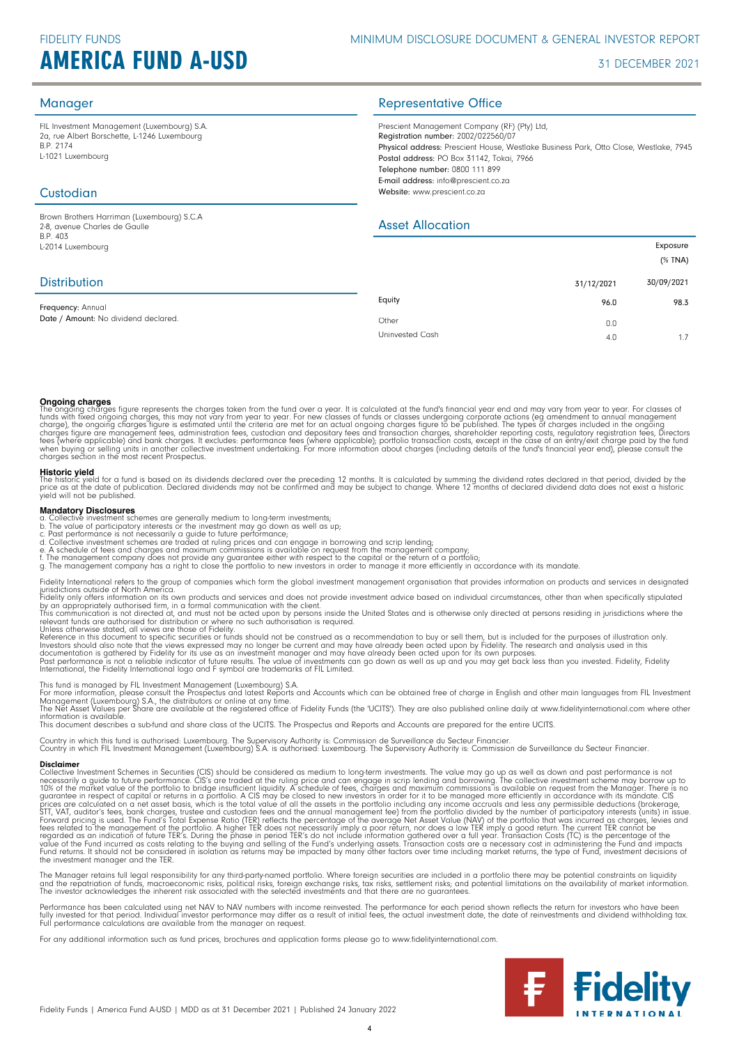FIDELITY FUNDS

# AMERICA FUND A-USD

MINIMUM DISCLOSURE DOCUMENT & GENERAL INVESTOR REPORT

31 DECEMBER 2021

## Manager

FIL Investment Management (Luxembourg) S.A.
2a, rue Albert Borschette, L-1246 Luxembourg
B.P. 2174
L-1021 Luxembourg

## Custodian

Brown Brothers Harriman (Luxembourg) S.C.A
2-8, avenue Charles de Gaulle
B.P. 403
L-2014 Luxembourg

## Distribution

**Frequency:** Annual
**Date / Amount:** No dividend declared.

## Representative Office

Prescient Management Company (RF) (Pty) Ltd,
**Registration number:** 2002/022560/07
**Physical address:** Prescient House, Westlake Business Park, Otto Close, Westlake, 7945
**Postal address:** PO Box 31142, Tokai, 7966
**Telephone number:** 0800 111 899
**E-mail address:** info@prescient.co.za
**Website:** www.prescient.co.za

## Asset Allocation

| | Exposure (% TNA) | |
|---|---|---|
| | 31/12/2021 | 30/09/2021 |
| Equity | 96.0 | 98.3 |
| Other | 0.0 | |
| Uninvested Cash | 4.0 | 1.7 |

**Ongoing charges**
The ongoing charges figure represents the charges taken from the fund over a year. It is calculated at the fund's financial year end and may vary from year to year. For classes of funds with fixed ongoing charges, this may not vary from year to year. For new classes of funds or classes undergoing corporate actions (eg amendment to annual management charge), the ongoing charges figure is estimated until the criteria are met for an actual ongoing charges figure to be published. The types of charges included in the ongoing charges figure are management fees, administration fees, custodian and depositary fees and transaction charges, shareholder reporting costs, regulatory registration fees, Directors fees (where applicable) and bank charges. It excludes: performance fees (where applicable); portfolio transaction costs, except in the case of an entry/exit charge paid by the fund when buying or selling units in another collective investment undertaking. For more information about charges (including details of the fund's financial year end), please consult the charges section in the most recent Prospectus.

**Historic yield**
The historic yield for a fund is based on its dividends declared over the preceding 12 months. It is calculated by summing the dividend rates declared in that period, divided by the price as at the date of publication. Declared dividends may not be confirmed and may be subject to change. Where 12 months of declared dividend data does not exist a historic yield will not be published.

**Mandatory Disclosures**
a. Collective investment schemes are generally medium to long-term investments;
b. The value of participatory interests or the investment may go down as well as up;
c. Past performance is not necessarily a guide to future performance;
d. Collective investment schemes are traded at ruling prices and can engage in borrowing and scrip lending;
e. A schedule of fees and charges and maximum commissions is available on request from the management company;
f. The management company does not provide any guarantee either with respect to the capital or the return of a portfolio;
g. The management company has a right to close the portfolio to new investors in order to manage it more efficiently in accordance with its mandate.

Fidelity International refers to the group of companies which form the global investment management organisation that provides information on products and services in designated jurisdictions outside of North America.
Fidelity only offers information on its own products and services and does not provide investment advice based on individual circumstances, other than when specifically stipulated by an appropriately authorised firm, in a formal communication with the client.
This communication is not directed at, and must not be acted upon by persons inside the United States and is otherwise only directed at persons residing in jurisdictions where the relevant funds are authorised for distribution or where no such authorisation is required.
Unless otherwise stated, all views are those of Fidelity.
Reference in this document to specific securities or funds should not be construed as a recommendation to buy or sell them, but is included for the purposes of illustration only. Investors should also note that the views expressed may no longer be current and may have already been acted upon by Fidelity. The research and analysis used in this documentation is gathered by Fidelity for its use as an investment manager and may have already been acted upon for its own purposes.
Past performance is not a reliable indicator of future results. The value of investments can go down as well as up and you may get back less than you invested. Fidelity, Fidelity International, the Fidelity International logo and F symbol are trademarks of FIL Limited.

This fund is managed by FIL Investment Management (Luxembourg) S.A.
For more information, please consult the Prospectus and latest Reports and Accounts which can be obtained free of charge in English and other main languages from FIL Investment Management (Luxembourg) S.A., the distributors or online at any time.
The Net Asset Values per Share are available at the registered office of Fidelity Funds (the 'UCITS'). They are also published online daily at www.fidelityinternational.com where other information is available.
This document describes a sub-fund and share class of the UCITS. The Prospectus and Reports and Accounts are prepared for the entire UCITS.

Country in which this fund is authorised: Luxembourg. The Supervisory Authority is: Commission de Surveillance du Secteur Financier.
Country in which FIL Investment Management (Luxembourg) S.A. is authorised: Luxembourg. The Supervisory Authority is: Commission de Surveillance du Secteur Financier.

**Disclaimer**
Collective Investment Schemes in Securities (CIS) should be considered as medium to long-term investments. The value may go up as well as down and past performance is not necessarily a guide to future performance. CIS's are traded at the ruling price and can engage in scrip lending and borrowing. The collective investment scheme may borrow up to 10% of the market value of the portfolio to bridge insufficient liquidity. A schedule of fees, charges and maximum commissions is available on request from the Manager. There is no guarantee in respect of capital or returns in a portfolio. A CIS may be closed to new investors in order for it to be managed more efficiently in accordance with its mandate. CIS prices are calculated on a net asset basis, which is the total value of all the assets in the portfolio including any income accruals and less any permissible deductions (brokerage, STT, VAT, auditor's fees, bank charges, trustee and custodian fees and the annual management fee) from the portfolio divided by the number of participatory interests (units) in issue. Forward pricing is used. The Fund's Total Expense Ratio (TER) reflects the percentage of the average Net Asset Value (NAV) of the portfolio that was incurred as charges, levies and fees related to the management of the portfolio. A higher TER does not necessarily imply a poor return, nor does a low TER imply a good return. The current TER cannot be regarded as an indication of future TER's. During the phase in period TER's do not include information gathered over a full year. Transaction Costs (TC) is the percentage of the value of the Fund incurred as costs relating to the buying and selling of the Fund's underlying assets. Transaction costs are a necessary cost in administering the Fund and impacts Fund returns. It should not be considered in isolation as returns may be impacted by many other factors over time including market returns, the type of Fund, investment decisions of the investment manager and the TER.

The Manager retains full legal responsibility for any third-party-named portfolio. Where foreign securities are included in a portfolio there may be potential constraints on liquidity and the repatriation of funds, macroeconomic risks, political risks, foreign exchange risks, tax risks, settlement risks; and potential limitations on the availability of market information. The investor acknowledges the inherent risk associated with the selected investments and that there are no guarantees.

Performance has been calculated using net NAV to NAV numbers with income reinvested. The performance for each period shown reflects the return for investors who have been fully invested for that period. Individual investor performance may differ as a result of initial fees, the actual investment date, the date of reinvestments and dividend withholding tax. Full performance calculations are available from the manager on request.

For any additional information such as fund prices, brochures and application forms please go to www.fidelityinternational.com.

Fidelity Funds | America Fund A-USD | MDD as at 31 December 2021 | Published 24 January 2022